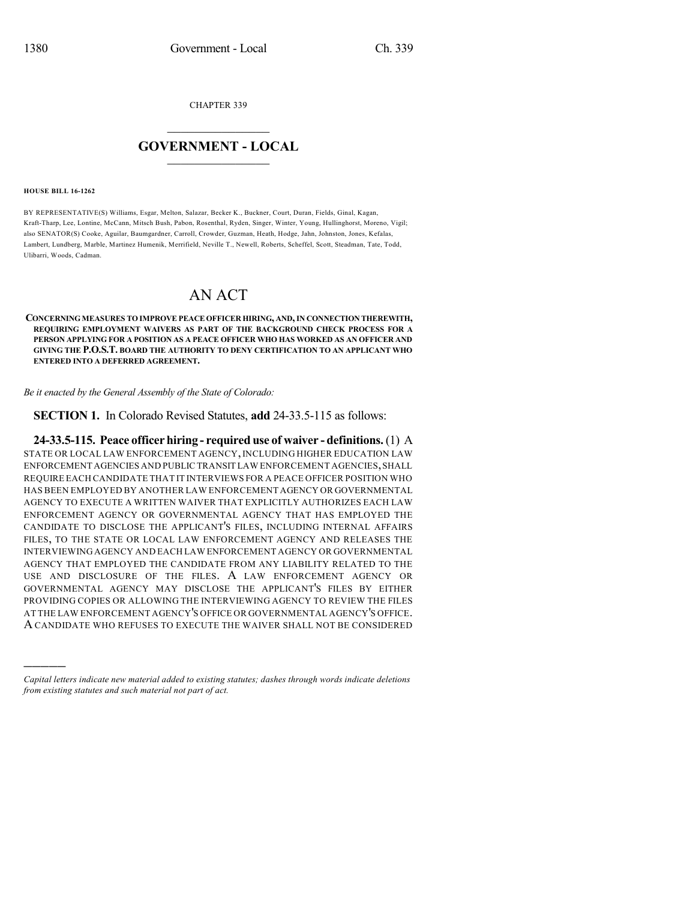CHAPTER 339

# GOVERNMENT - LOCAL

**HOUSE BILL 16-1262**

BY REPRESENTATIVE(S) Williams, Esgar, Melton, Salazar, Becker K., Buckner, Court, Duran, Fields, Ginal, Kagan, Kraft-Tharp, Lee, Lontine, McCann, Mitsch Bush, Pabon, Rosenthal, Ryden, Singer, Winter, Young, Hullinghorst, Moreno, Vigil; also SENATOR(S) Cooke, Aguilar, Baumgardner, Carroll, Crowder, Guzman, Heath, Hodge, Jahn, Johnston, Jones, Kefalas, Lambert, Lundberg, Marble, Martinez Humenik, Merrifield, Neville T., Newell, Roberts, Scheffel, Scott, Steadman, Tate, Todd, Ulibarri, Woods, Cadman.

# AN ACT

**CONCERNING MEASURES TO IMPROVE PEACE OFFICER HIRING, AND, IN CONNECTION THEREWITH, REQUIRING EMPLOYMENT WAIVERS AS PART OF THE BACKGROUND CHECK PROCESS FOR A PERSON APPLYING FOR A POSITION AS A PEACE OFFICER WHO HAS WORKED AS AN OFFICER AND GIVING THE P.O.S.T. BOARD THE AUTHORITY TO DENY CERTIFICATION TO AN APPLICANT WHO ENTERED INTO A DEFERRED AGREEMENT.**

*Be it enacted by the General Assembly of the State of Colorado:*

**SECTION 1.** In Colorado Revised Statutes, **add** 24-33.5-115 as follows:

**24-33.5-115. Peace officer hiring - required use of waiver - definitions.** (1) A STATE OR LOCAL LAW ENFORCEMENT AGENCY, INCLUDING HIGHER EDUCATION LAW ENFORCEMENT AGENCIES AND PUBLIC TRANSIT LAW ENFORCEMENT AGENCIES, SHALL REQUIRE EACH CANDIDATE THAT IT INTERVIEWS FOR A PEACE OFFICER POSITION WHO HAS BEEN EMPLOYED BY ANOTHER LAW ENFORCEMENT AGENCY OR GOVERNMENTAL AGENCY TO EXECUTE A WRITTEN WAIVER THAT EXPLICITLY AUTHORIZES EACH LAW ENFORCEMENT AGENCY OR GOVERNMENTAL AGENCY THAT HAS EMPLOYED THE CANDIDATE TO DISCLOSE THE APPLICANT'S FILES, INCLUDING INTERNAL AFFAIRS FILES, TO THE STATE OR LOCAL LAW ENFORCEMENT AGENCY AND RELEASES THE INTERVIEWING AGENCY AND EACH LAW ENFORCEMENT AGENCY OR GOVERNMENTAL AGENCY THAT EMPLOYED THE CANDIDATE FROM ANY LIABILITY RELATED TO THE USE AND DISCLOSURE OF THE FILES. A LAW ENFORCEMENT AGENCY OR GOVERNMENTAL AGENCY MAY DISCLOSE THE APPLICANT'S FILES BY EITHER PROVIDING COPIES OR ALLOWING THE INTERVIEWING AGENCY TO REVIEW THE FILES AT THE LAW ENFORCEMENT AGENCY'S OFFICE OR GOVERNMENTAL AGENCY'S OFFICE. A CANDIDATE WHO REFUSES TO EXECUTE THE WAIVER SHALL NOT BE CONSIDERED

*Capital letters indicate new material added to existing statutes; dashes through words indicate deletions from existing statutes and such material not part of act.*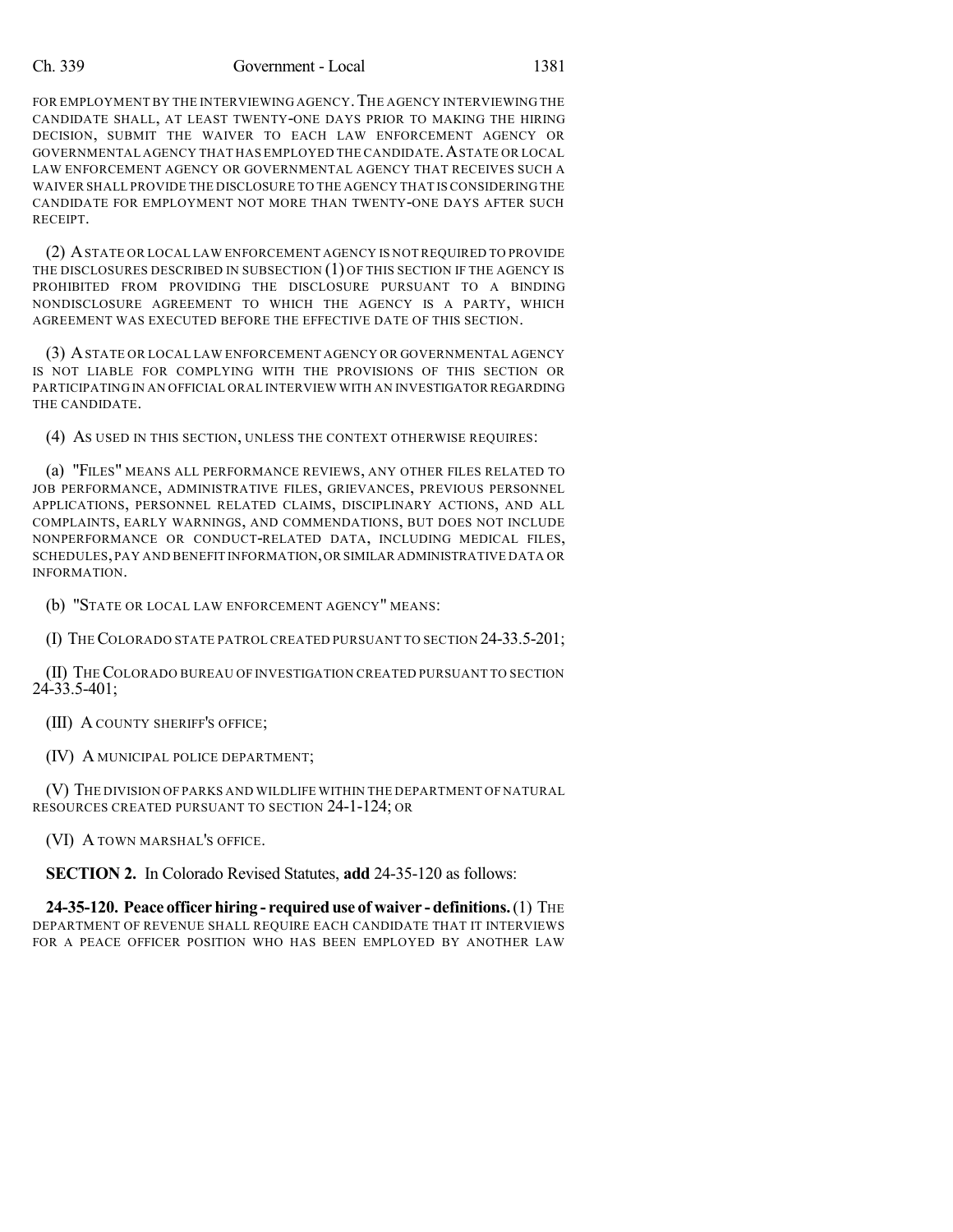FOR EMPLOYMENT BY THE INTERVIEWING AGENCY. THE AGENCY INTERVIEWING THE CANDIDATE SHALL, AT LEAST TWENTY-ONE DAYS PRIOR TO MAKING THE HIRING DECISION, SUBMIT THE WAIVER TO EACH LAW ENFORCEMENT AGENCY OR GOVERNMENTAL AGENCY THAT HAS EMPLOYED THE CANDIDATE. A STATE OR LOCAL LAW ENFORCEMENT AGENCY OR GOVERNMENTAL AGENCY THAT RECEIVES SUCH A WAIVER SHALL PROVIDE THE DISCLOSURE TO THE AGENCY THAT IS CONSIDERING THE CANDIDATE FOR EMPLOYMENT NOT MORE THAN TWENTY-ONE DAYS AFTER SUCH RECEIPT.

(2) A STATE OR LOCAL LAW ENFORCEMENT AGENCY IS NOT REQUIRED TO PROVIDE THE DISCLOSURES DESCRIBED IN SUBSECTION (1) OF THIS SECTION IF THE AGENCY IS PROHIBITED FROM PROVIDING THE DISCLOSURE PURSUANT TO A BINDING NONDISCLOSURE AGREEMENT TO WHICH THE AGENCY IS A PARTY, WHICH AGREEMENT WAS EXECUTED BEFORE THE EFFECTIVE DATE OF THIS SECTION.

(3) A STATE OR LOCAL LAW ENFORCEMENT AGENCY OR GOVERNMENTAL AGENCY IS NOT LIABLE FOR COMPLYING WITH THE PROVISIONS OF THIS SECTION OR PARTICIPATING IN AN OFFICIAL ORAL INTERVIEW WITH AN INVESTIGATOR REGARDING THE CANDIDATE.

(4) AS USED IN THIS SECTION, UNLESS THE CONTEXT OTHERWISE REQUIRES:

(a) "FILES" MEANS ALL PERFORMANCE REVIEWS, ANY OTHER FILES RELATED TO JOB PERFORMANCE, ADMINISTRATIVE FILES, GRIEVANCES, PREVIOUS PERSONNEL APPLICATIONS, PERSONNEL RELATED CLAIMS, DISCIPLINARY ACTIONS, AND ALL COMPLAINTS, EARLY WARNINGS, AND COMMENDATIONS, BUT DOES NOT INCLUDE NONPERFORMANCE OR CONDUCT-RELATED DATA, INCLUDING MEDICAL FILES, SCHEDULES, PAY AND BENEFIT INFORMATION, OR SIMILAR ADMINISTRATIVE DATA OR INFORMATION.

(b) "STATE OR LOCAL LAW ENFORCEMENT AGENCY" MEANS:

(I) THE COLORADO STATE PATROL CREATED PURSUANT TO SECTION 24-33.5-201;

(II) THE COLORADO BUREAU OF INVESTIGATION CREATED PURSUANT TO SECTION 24-33.5-401;

(III) A COUNTY SHERIFF'S OFFICE;

(IV) A MUNICIPAL POLICE DEPARTMENT;

(V) THE DIVISION OF PARKS AND WILDLIFE WITHIN THE DEPARTMENT OF NATURAL RESOURCES CREATED PURSUANT TO SECTION 24-1-124; OR

(VI) A TOWN MARSHAL'S OFFICE.

**SECTION 2.** In Colorado Revised Statutes, **add** 24-35-120 as follows:

**24-35-120. Peace officer hiring - required use of waiver - definitions.** (1) THE DEPARTMENT OF REVENUE SHALL REQUIRE EACH CANDIDATE THAT IT INTERVIEWS FOR A PEACE OFFICER POSITION WHO HAS BEEN EMPLOYED BY ANOTHER LAW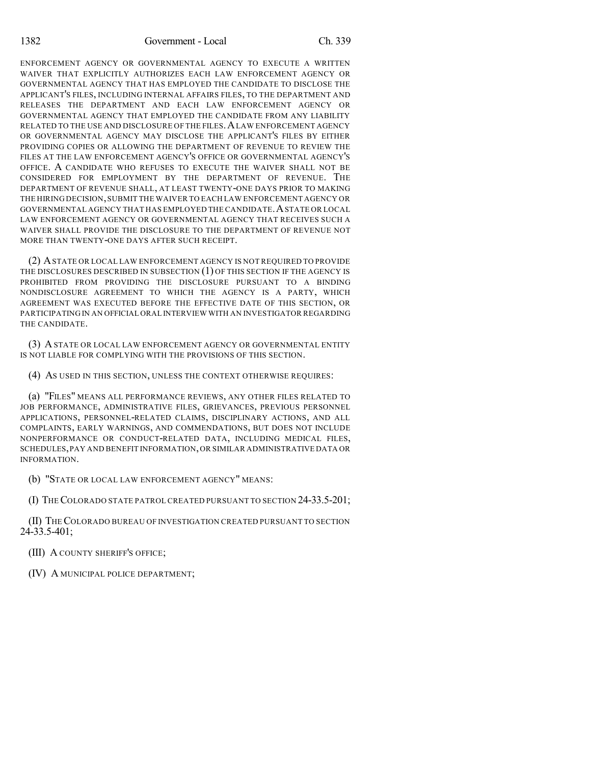ENFORCEMENT AGENCY OR GOVERNMENTAL AGENCY TO EXECUTE A WRITTEN WAIVER THAT EXPLICITLY AUTHORIZES EACH LAW ENFORCEMENT AGENCY OR GOVERNMENTAL AGENCY THAT HAS EMPLOYED THE CANDIDATE TO DISCLOSE THE APPLICANT'S FILES, INCLUDING INTERNAL AFFAIRS FILES, TO THE DEPARTMENT AND RELEASES THE DEPARTMENT AND EACH LAW ENFORCEMENT AGENCY OR GOVERNMENTAL AGENCY THAT EMPLOYED THE CANDIDATE FROM ANY LIABILITY RELATED TO THE USE AND DISCLOSURE OF THE FILES. A LAW ENFORCEMENT AGENCY OR GOVERNMENTAL AGENCY MAY DISCLOSE THE APPLICANT'S FILES BY EITHER PROVIDING COPIES OR ALLOWING THE DEPARTMENT OF REVENUE TO REVIEW THE FILES AT THE LAW ENFORCEMENT AGENCY'S OFFICE OR GOVERNMENTAL AGENCY'S OFFICE. A CANDIDATE WHO REFUSES TO EXECUTE THE WAIVER SHALL NOT BE CONSIDERED FOR EMPLOYMENT BY THE DEPARTMENT OF REVENUE. THE DEPARTMENT OF REVENUE SHALL, AT LEAST TWENTY-ONE DAYS PRIOR TO MAKING THE HIRING DECISION, SUBMIT THE WAIVER TO EACH LAW ENFORCEMENT AGENCY OR GOVERNMENTAL AGENCY THAT HAS EMPLOYED THE CANDIDATE. A STATE OR LOCAL LAW ENFORCEMENT AGENCY OR GOVERNMENTAL AGENCY THAT RECEIVES SUCH A WAIVER SHALL PROVIDE THE DISCLOSURE TO THE DEPARTMENT OF REVENUE NOT MORE THAN TWENTY-ONE DAYS AFTER SUCH RECEIPT.

(2) A STATE OR LOCAL LAW ENFORCEMENT AGENCY IS NOT REQUIRED TO PROVIDE THE DISCLOSURES DESCRIBED IN SUBSECTION (1) OF THIS SECTION IF THE AGENCY IS PROHIBITED FROM PROVIDING THE DISCLOSURE PURSUANT TO A BINDING NONDISCLOSURE AGREEMENT TO WHICH THE AGENCY IS A PARTY, WHICH AGREEMENT WAS EXECUTED BEFORE THE EFFECTIVE DATE OF THIS SECTION, OR PARTICIPATING IN AN OFFICIAL ORAL INTERVIEW WITH AN INVESTIGATOR REGARDING THE CANDIDATE.

(3) A STATE OR LOCAL LAW ENFORCEMENT AGENCY OR GOVERNMENTAL ENTITY IS NOT LIABLE FOR COMPLYING WITH THE PROVISIONS OF THIS SECTION.

(4) AS USED IN THIS SECTION, UNLESS THE CONTEXT OTHERWISE REQUIRES:

(a) "FILES" MEANS ALL PERFORMANCE REVIEWS, ANY OTHER FILES RELATED TO JOB PERFORMANCE, ADMINISTRATIVE FILES, GRIEVANCES, PREVIOUS PERSONNEL APPLICATIONS, PERSONNEL-RELATED CLAIMS, DISCIPLINARY ACTIONS, AND ALL COMPLAINTS, EARLY WARNINGS, AND COMMENDATIONS, BUT DOES NOT INCLUDE NONPERFORMANCE OR CONDUCT-RELATED DATA, INCLUDING MEDICAL FILES, SCHEDULES, PAY AND BENEFIT INFORMATION, OR SIMILAR ADMINISTRATIVE DATA OR INFORMATION.

(b) "STATE OR LOCAL LAW ENFORCEMENT AGENCY" MEANS:

(I) THE COLORADO STATE PATROL CREATED PURSUANT TO SECTION 24-33.5-201;

(II) THE COLORADO BUREAU OF INVESTIGATION CREATED PURSUANT TO SECTION 24-33.5-401;

(III) A COUNTY SHERIFF'S OFFICE;

(IV) A MUNICIPAL POLICE DEPARTMENT;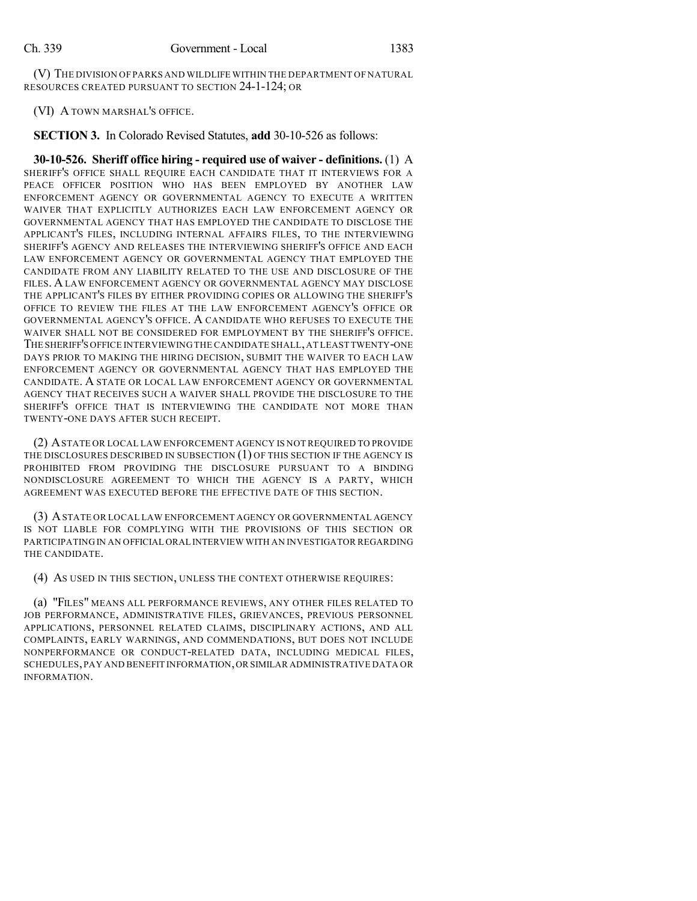(V) THE DIVISION OF PARKS AND WILDLIFE WITHIN THE DEPARTMENT OF NATURAL RESOURCES CREATED PURSUANT TO SECTION 24-1-124; OR

(VI) A TOWN MARSHAL'S OFFICE.

**SECTION 3.** In Colorado Revised Statutes, **add** 30-10-526 as follows:

**30-10-526. Sheriff office hiring - required use of waiver - definitions.** (1) A SHERIFF'S OFFICE SHALL REQUIRE EACH CANDIDATE THAT IT INTERVIEWS FOR A PEACE OFFICER POSITION WHO HAS BEEN EMPLOYED BY ANOTHER LAW ENFORCEMENT AGENCY OR GOVERNMENTAL AGENCY TO EXECUTE A WRITTEN WAIVER THAT EXPLICITLY AUTHORIZES EACH LAW ENFORCEMENT AGENCY OR GOVERNMENTAL AGENCY THAT HAS EMPLOYED THE CANDIDATE TO DISCLOSE THE APPLICANT'S FILES, INCLUDING INTERNAL AFFAIRS FILES, TO THE INTERVIEWING SHERIFF'S AGENCY AND RELEASES THE INTERVIEWING SHERIFF'S OFFICE AND EACH LAW ENFORCEMENT AGENCY OR GOVERNMENTAL AGENCY THAT EMPLOYED THE CANDIDATE FROM ANY LIABILITY RELATED TO THE USE AND DISCLOSURE OF THE FILES. A LAW ENFORCEMENT AGENCY OR GOVERNMENTAL AGENCY MAY DISCLOSE THE APPLICANT'S FILES BY EITHER PROVIDING COPIES OR ALLOWING THE SHERIFF'S OFFICE TO REVIEW THE FILES AT THE LAW ENFORCEMENT AGENCY'S OFFICE OR GOVERNMENTAL AGENCY'S OFFICE. A CANDIDATE WHO REFUSES TO EXECUTE THE WAIVER SHALL NOT BE CONSIDERED FOR EMPLOYMENT BY THE SHERIFF'S OFFICE. THE SHERIFF'S OFFICE INTERVIEWING THE CANDIDATE SHALL, AT LEAST TWENTY-ONE DAYS PRIOR TO MAKING THE HIRING DECISION, SUBMIT THE WAIVER TO EACH LAW ENFORCEMENT AGENCY OR GOVERNMENTAL AGENCY THAT HAS EMPLOYED THE CANDIDATE. A STATE OR LOCAL LAW ENFORCEMENT AGENCY OR GOVERNMENTAL AGENCY THAT RECEIVES SUCH A WAIVER SHALL PROVIDE THE DISCLOSURE TO THE SHERIFF'S OFFICE THAT IS INTERVIEWING THE CANDIDATE NOT MORE THAN TWENTY-ONE DAYS AFTER SUCH RECEIPT.

(2) A STATE OR LOCAL LAW ENFORCEMENT AGENCY IS NOT REQUIRED TO PROVIDE THE DISCLOSURES DESCRIBED IN SUBSECTION (1) OF THIS SECTION IF THE AGENCY IS PROHIBITED FROM PROVIDING THE DISCLOSURE PURSUANT TO A BINDING NONDISCLOSURE AGREEMENT TO WHICH THE AGENCY IS A PARTY, WHICH AGREEMENT WAS EXECUTED BEFORE THE EFFECTIVE DATE OF THIS SECTION.

(3) A STATE OR LOCAL LAW ENFORCEMENT AGENCY OR GOVERNMENTAL AGENCY IS NOT LIABLE FOR COMPLYING WITH THE PROVISIONS OF THIS SECTION OR PARTICIPATING IN AN OFFICIAL ORAL INTERVIEW WITH AN INVESTIGATOR REGARDING THE CANDIDATE.

(4) AS USED IN THIS SECTION, UNLESS THE CONTEXT OTHERWISE REQUIRES:

(a) "FILES" MEANS ALL PERFORMANCE REVIEWS, ANY OTHER FILES RELATED TO JOB PERFORMANCE, ADMINISTRATIVE FILES, GRIEVANCES, PREVIOUS PERSONNEL APPLICATIONS, PERSONNEL RELATED CLAIMS, DISCIPLINARY ACTIONS, AND ALL COMPLAINTS, EARLY WARNINGS, AND COMMENDATIONS, BUT DOES NOT INCLUDE NONPERFORMANCE OR CONDUCT-RELATED DATA, INCLUDING MEDICAL FILES, SCHEDULES, PAY AND BENEFIT INFORMATION, OR SIMILAR ADMINISTRATIVE DATA OR INFORMATION.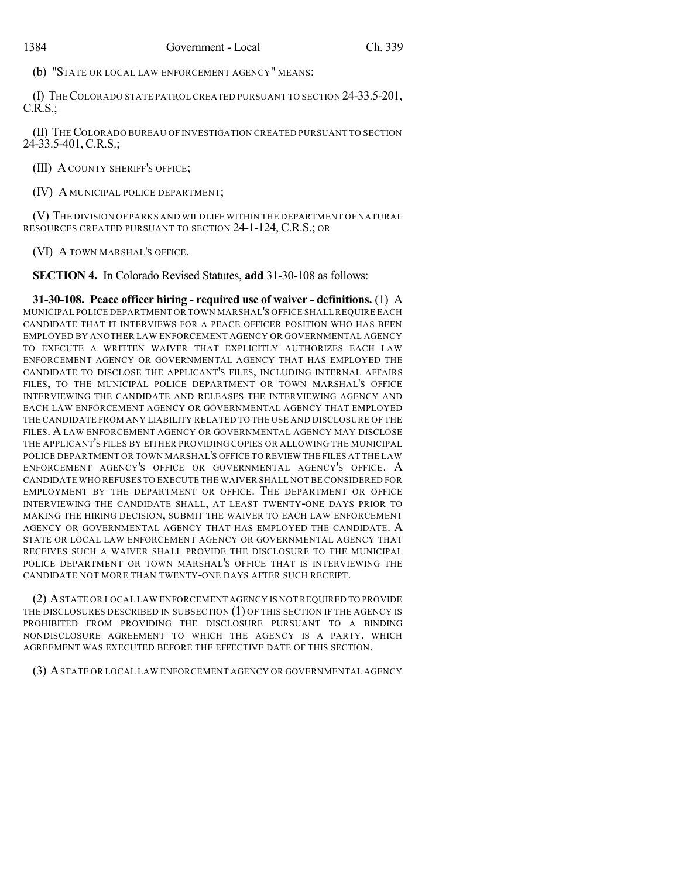(b) "STATE OR LOCAL LAW ENFORCEMENT AGENCY" MEANS:

(I) THE COLORADO STATE PATROL CREATED PURSUANT TO SECTION 24-33.5-201, C.R.S.;

(II) THE COLORADO BUREAU OF INVESTIGATION CREATED PURSUANT TO SECTION 24-33.5-401, C.R.S.;

(III) A COUNTY SHERIFF'S OFFICE;

(IV) A MUNICIPAL POLICE DEPARTMENT;

(V) THE DIVISION OF PARKS AND WILDLIFE WITHIN THE DEPARTMENT OF NATURAL RESOURCES CREATED PURSUANT TO SECTION 24-1-124, C.R.S.; OR

(VI) A TOWN MARSHAL'S OFFICE.

**SECTION 4.** In Colorado Revised Statutes, **add** 31-30-108 as follows:

**31-30-108. Peace officer hiring - required use of waiver - definitions.** (1) A MUNICIPAL POLICE DEPARTMENT OR TOWN MARSHAL'S OFFICE SHALL REQUIRE EACH CANDIDATE THAT IT INTERVIEWS FOR A PEACE OFFICER POSITION WHO HAS BEEN EMPLOYED BY ANOTHER LAW ENFORCEMENT AGENCY OR GOVERNMENTAL AGENCY TO EXECUTE A WRITTEN WAIVER THAT EXPLICITLY AUTHORIZES EACH LAW ENFORCEMENT AGENCY OR GOVERNMENTAL AGENCY THAT HAS EMPLOYED THE CANDIDATE TO DISCLOSE THE APPLICANT'S FILES, INCLUDING INTERNAL AFFAIRS FILES, TO THE MUNICIPAL POLICE DEPARTMENT OR TOWN MARSHAL'S OFFICE INTERVIEWING THE CANDIDATE AND RELEASES THE INTERVIEWING AGENCY AND EACH LAW ENFORCEMENT AGENCY OR GOVERNMENTAL AGENCY THAT EMPLOYED THE CANDIDATE FROM ANY LIABILITY RELATED TO THE USE AND DISCLOSURE OF THE FILES. A LAW ENFORCEMENT AGENCY OR GOVERNMENTAL AGENCY MAY DISCLOSE THE APPLICANT'S FILES BY EITHER PROVIDING COPIES OR ALLOWING THE MUNICIPAL POLICE DEPARTMENT OR TOWN MARSHAL'S OFFICE TO REVIEW THE FILES AT THE LAW ENFORCEMENT AGENCY'S OFFICE OR GOVERNMENTAL AGENCY'S OFFICE. A CANDIDATE WHO REFUSES TO EXECUTE THE WAIVER SHALL NOT BE CONSIDERED FOR EMPLOYMENT BY THE DEPARTMENT OR OFFICE. THE DEPARTMENT OR OFFICE INTERVIEWING THE CANDIDATE SHALL, AT LEAST TWENTY-ONE DAYS PRIOR TO MAKING THE HIRING DECISION, SUBMIT THE WAIVER TO EACH LAW ENFORCEMENT AGENCY OR GOVERNMENTAL AGENCY THAT HAS EMPLOYED THE CANDIDATE. A STATE OR LOCAL LAW ENFORCEMENT AGENCY OR GOVERNMENTAL AGENCY THAT RECEIVES SUCH A WAIVER SHALL PROVIDE THE DISCLOSURE TO THE MUNICIPAL POLICE DEPARTMENT OR TOWN MARSHAL'S OFFICE THAT IS INTERVIEWING THE CANDIDATE NOT MORE THAN TWENTY-ONE DAYS AFTER SUCH RECEIPT.

(2) A STATE OR LOCAL LAW ENFORCEMENT AGENCY IS NOT REQUIRED TO PROVIDE THE DISCLOSURES DESCRIBED IN SUBSECTION (1) OF THIS SECTION IF THE AGENCY IS PROHIBITED FROM PROVIDING THE DISCLOSURE PURSUANT TO A BINDING NONDISCLOSURE AGREEMENT TO WHICH THE AGENCY IS A PARTY, WHICH AGREEMENT WAS EXECUTED BEFORE THE EFFECTIVE DATE OF THIS SECTION.

(3) A STATE OR LOCAL LAW ENFORCEMENT AGENCY OR GOVERNMENTAL AGENCY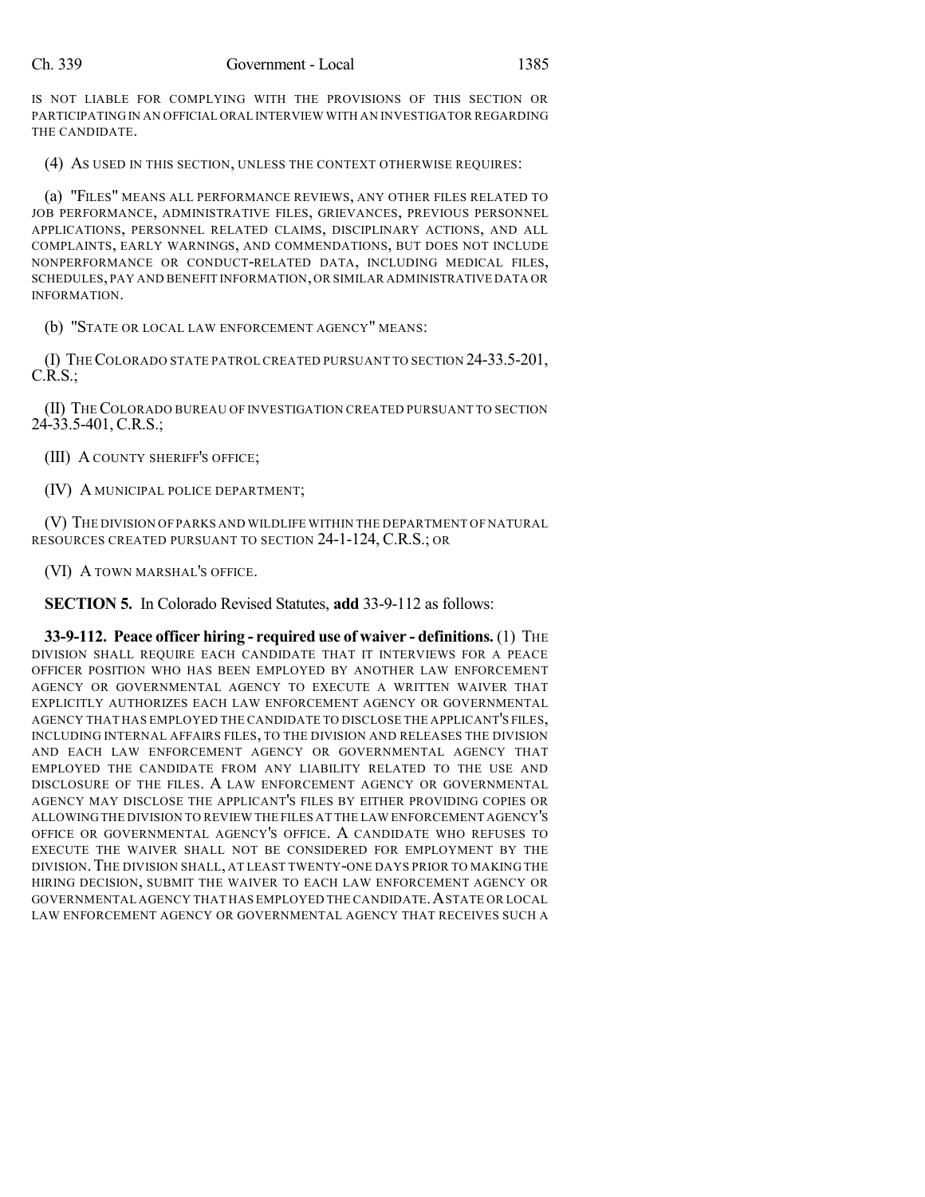IS NOT LIABLE FOR COMPLYING WITH THE PROVISIONS OF THIS SECTION OR PARTICIPATING IN AN OFFICIAL ORAL INTERVIEW WITH AN INVESTIGATOR REGARDING THE CANDIDATE.

(4) AS USED IN THIS SECTION, UNLESS THE CONTEXT OTHERWISE REQUIRES:

(a) "FILES" MEANS ALL PERFORMANCE REVIEWS, ANY OTHER FILES RELATED TO JOB PERFORMANCE, ADMINISTRATIVE FILES, GRIEVANCES, PREVIOUS PERSONNEL APPLICATIONS, PERSONNEL RELATED CLAIMS, DISCIPLINARY ACTIONS, AND ALL COMPLAINTS, EARLY WARNINGS, AND COMMENDATIONS, BUT DOES NOT INCLUDE NONPERFORMANCE OR CONDUCT-RELATED DATA, INCLUDING MEDICAL FILES, SCHEDULES, PAY AND BENEFIT INFORMATION, OR SIMILAR ADMINISTRATIVE DATA OR INFORMATION.

(b) "STATE OR LOCAL LAW ENFORCEMENT AGENCY" MEANS:

(I) THE COLORADO STATE PATROL CREATED PURSUANT TO SECTION 24-33.5-201, C.R.S.;

(II) THE COLORADO BUREAU OF INVESTIGATION CREATED PURSUANT TO SECTION 24-33.5-401, C.R.S.;

(III) A COUNTY SHERIFF'S OFFICE;

(IV) A MUNICIPAL POLICE DEPARTMENT;

(V) THE DIVISION OF PARKS AND WILDLIFE WITHIN THE DEPARTMENT OF NATURAL RESOURCES CREATED PURSUANT TO SECTION 24-1-124, C.R.S.; OR

(VI) A TOWN MARSHAL'S OFFICE.

**SECTION 5.** In Colorado Revised Statutes, **add** 33-9-112 as follows:

**33-9-112. Peace officer hiring - required use of waiver - definitions.** (1) THE DIVISION SHALL REQUIRE EACH CANDIDATE THAT IT INTERVIEWS FOR A PEACE OFFICER POSITION WHO HAS BEEN EMPLOYED BY ANOTHER LAW ENFORCEMENT AGENCY OR GOVERNMENTAL AGENCY TO EXECUTE A WRITTEN WAIVER THAT EXPLICITLY AUTHORIZES EACH LAW ENFORCEMENT AGENCY OR GOVERNMENTAL AGENCY THAT HAS EMPLOYED THE CANDIDATE TO DISCLOSE THE APPLICANT'S FILES, INCLUDING INTERNAL AFFAIRS FILES, TO THE DIVISION AND RELEASES THE DIVISION AND EACH LAW ENFORCEMENT AGENCY OR GOVERNMENTAL AGENCY THAT EMPLOYED THE CANDIDATE FROM ANY LIABILITY RELATED TO THE USE AND DISCLOSURE OF THE FILES. A LAW ENFORCEMENT AGENCY OR GOVERNMENTAL AGENCY MAY DISCLOSE THE APPLICANT'S FILES BY EITHER PROVIDING COPIES OR ALLOWING THE DIVISION TO REVIEW THE FILES AT THE LAW ENFORCEMENT AGENCY'S OFFICE OR GOVERNMENTAL AGENCY'S OFFICE. A CANDIDATE WHO REFUSES TO EXECUTE THE WAIVER SHALL NOT BE CONSIDERED FOR EMPLOYMENT BY THE DIVISION. THE DIVISION SHALL, AT LEAST TWENTY-ONE DAYS PRIOR TO MAKING THE HIRING DECISION, SUBMIT THE WAIVER TO EACH LAW ENFORCEMENT AGENCY OR GOVERNMENTAL AGENCY THAT HAS EMPLOYED THE CANDIDATE. A STATE OR LOCAL LAW ENFORCEMENT AGENCY OR GOVERNMENTAL AGENCY THAT RECEIVES SUCH A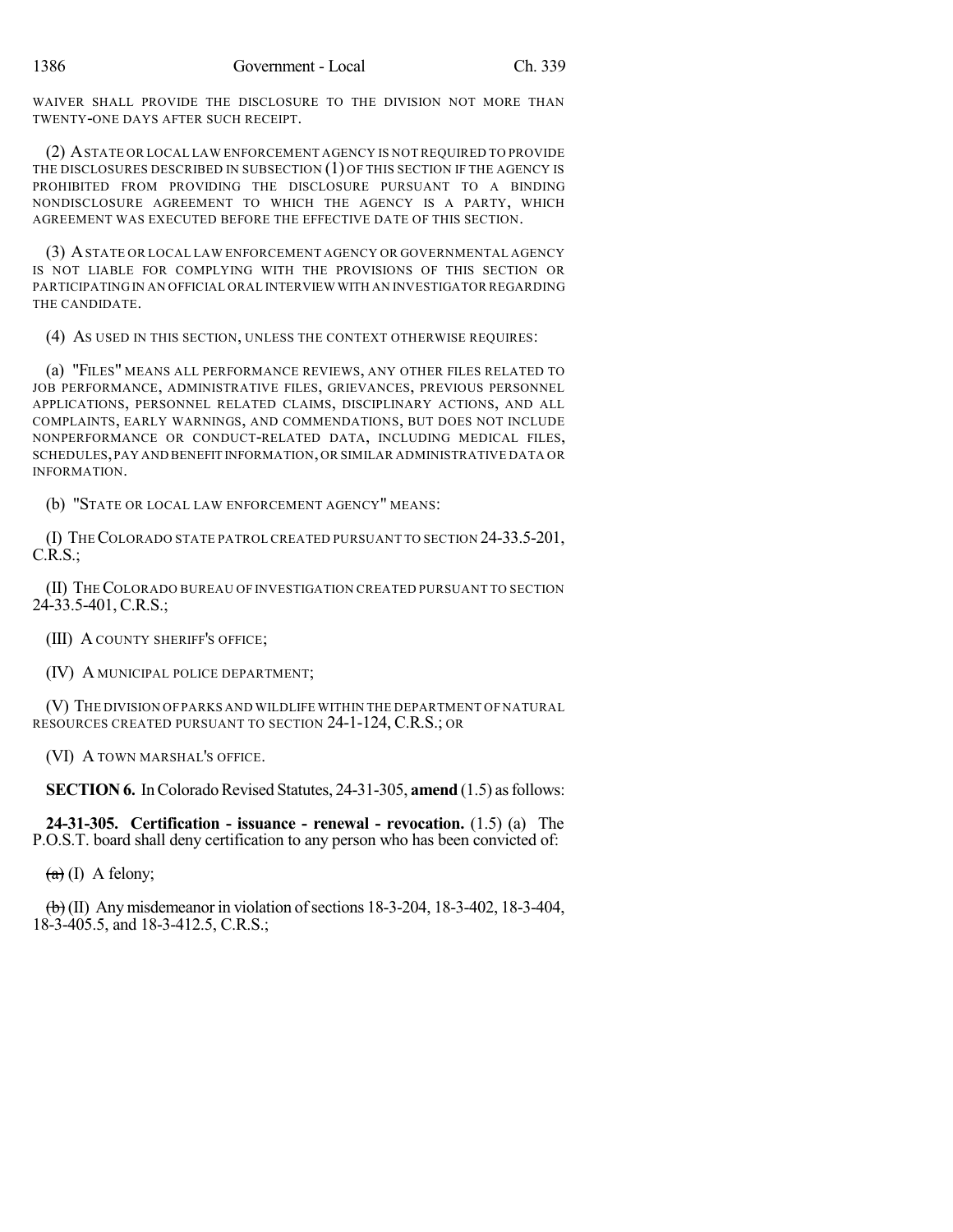WAIVER SHALL PROVIDE THE DISCLOSURE TO THE DIVISION NOT MORE THAN TWENTY-ONE DAYS AFTER SUCH RECEIPT.

(2) A STATE OR LOCAL LAW ENFORCEMENT AGENCY IS NOT REQUIRED TO PROVIDE THE DISCLOSURES DESCRIBED IN SUBSECTION (1) OF THIS SECTION IF THE AGENCY IS PROHIBITED FROM PROVIDING THE DISCLOSURE PURSUANT TO A BINDING NONDISCLOSURE AGREEMENT TO WHICH THE AGENCY IS A PARTY, WHICH AGREEMENT WAS EXECUTED BEFORE THE EFFECTIVE DATE OF THIS SECTION.

(3) A STATE OR LOCAL LAW ENFORCEMENT AGENCY OR GOVERNMENTAL AGENCY IS NOT LIABLE FOR COMPLYING WITH THE PROVISIONS OF THIS SECTION OR PARTICIPATING IN AN OFFICIAL ORAL INTERVIEW WITH AN INVESTIGATOR REGARDING THE CANDIDATE.

(4) AS USED IN THIS SECTION, UNLESS THE CONTEXT OTHERWISE REQUIRES:

(a) "FILES" MEANS ALL PERFORMANCE REVIEWS, ANY OTHER FILES RELATED TO JOB PERFORMANCE, ADMINISTRATIVE FILES, GRIEVANCES, PREVIOUS PERSONNEL APPLICATIONS, PERSONNEL RELATED CLAIMS, DISCIPLINARY ACTIONS, AND ALL COMPLAINTS, EARLY WARNINGS, AND COMMENDATIONS, BUT DOES NOT INCLUDE NONPERFORMANCE OR CONDUCT-RELATED DATA, INCLUDING MEDICAL FILES, SCHEDULES, PAY AND BENEFIT INFORMATION, OR SIMILAR ADMINISTRATIVE DATA OR INFORMATION.

(b) "STATE OR LOCAL LAW ENFORCEMENT AGENCY" MEANS:

(I) THE COLORADO STATE PATROL CREATED PURSUANT TO SECTION 24-33.5-201, C.R.S.;

(II) THE COLORADO BUREAU OF INVESTIGATION CREATED PURSUANT TO SECTION 24-33.5-401, C.R.S.;

(III) A COUNTY SHERIFF'S OFFICE;

(IV) A MUNICIPAL POLICE DEPARTMENT;

(V) THE DIVISION OF PARKS AND WILDLIFE WITHIN THE DEPARTMENT OF NATURAL RESOURCES CREATED PURSUANT TO SECTION 24-1-124, C.R.S.; OR

(VI) A TOWN MARSHAL'S OFFICE.

**SECTION 6.** In Colorado Revised Statutes, 24-31-305, **amend** (1.5) as follows:

**24-31-305. Certification - issuance - renewal - revocation.** (1.5) (a) The P.O.S.T. board shall deny certification to any person who has been convicted of:

~~(a)~~ (I) A felony;

~~(b)~~ (II) Any misdemeanor in violation of sections 18-3-204, 18-3-402, 18-3-404, 18-3-405.5, and 18-3-412.5, C.R.S.;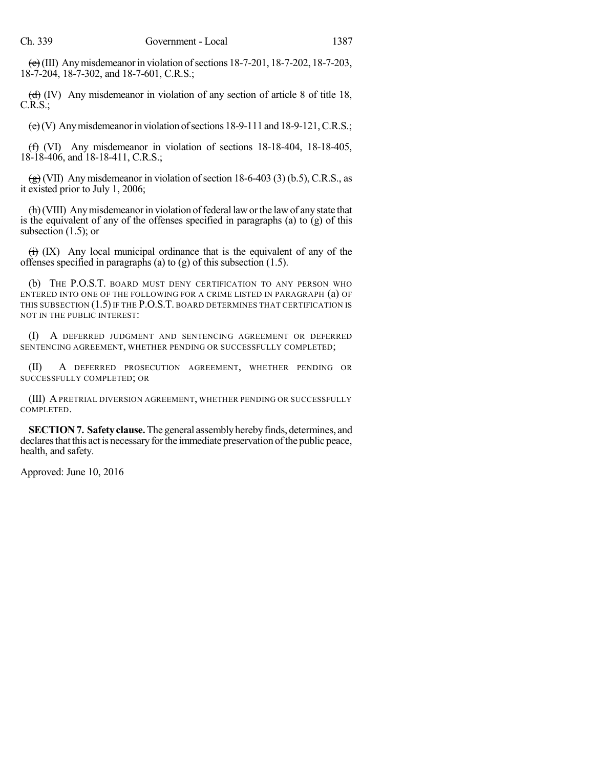~~(c)~~ (III) Any misdemeanor in violation of sections 18-7-201, 18-7-202, 18-7-203, 18-7-204, 18-7-302, and 18-7-601, C.R.S.;

~~(d)~~ (IV) Any misdemeanor in violation of any section of article 8 of title 18, C.R.S.;

~~(e)~~ (V) Any misdemeanor in violation of sections 18-9-111 and 18-9-121, C.R.S.;

~~(f)~~ (VI) Any misdemeanor in violation of sections 18-18-404, 18-18-405, 18-18-406, and 18-18-411, C.R.S.;

~~(g)~~ (VII) Any misdemeanor in violation of section 18-6-403 (3) (b.5), C.R.S., as it existed prior to July 1, 2006;

~~(h)~~ (VIII) Any misdemeanor in violation of federal law or the law of any state that is the equivalent of any of the offenses specified in paragraphs (a) to (g) of this subsection (1.5); or

~~(i)~~ (IX) Any local municipal ordinance that is the equivalent of any of the offenses specified in paragraphs (a) to (g) of this subsection (1.5).

(b) THE P.O.S.T. BOARD MUST DENY CERTIFICATION TO ANY PERSON WHO ENTERED INTO ONE OF THE FOLLOWING FOR A CRIME LISTED IN PARAGRAPH (a) OF THIS SUBSECTION (1.5) IF THE P.O.S.T. BOARD DETERMINES THAT CERTIFICATION IS NOT IN THE PUBLIC INTEREST:

(I) A DEFERRED JUDGMENT AND SENTENCING AGREEMENT OR DEFERRED SENTENCING AGREEMENT, WHETHER PENDING OR SUCCESSFULLY COMPLETED;

(II) A DEFERRED PROSECUTION AGREEMENT, WHETHER PENDING OR SUCCESSFULLY COMPLETED; OR

(III) A PRETRIAL DIVERSION AGREEMENT, WHETHER PENDING OR SUCCESSFULLY COMPLETED.

**SECTION 7. Safety clause.** The general assembly hereby finds, determines, and declares that this act is necessary for the immediate preservation of the public peace, health, and safety.

Approved: June 10, 2016